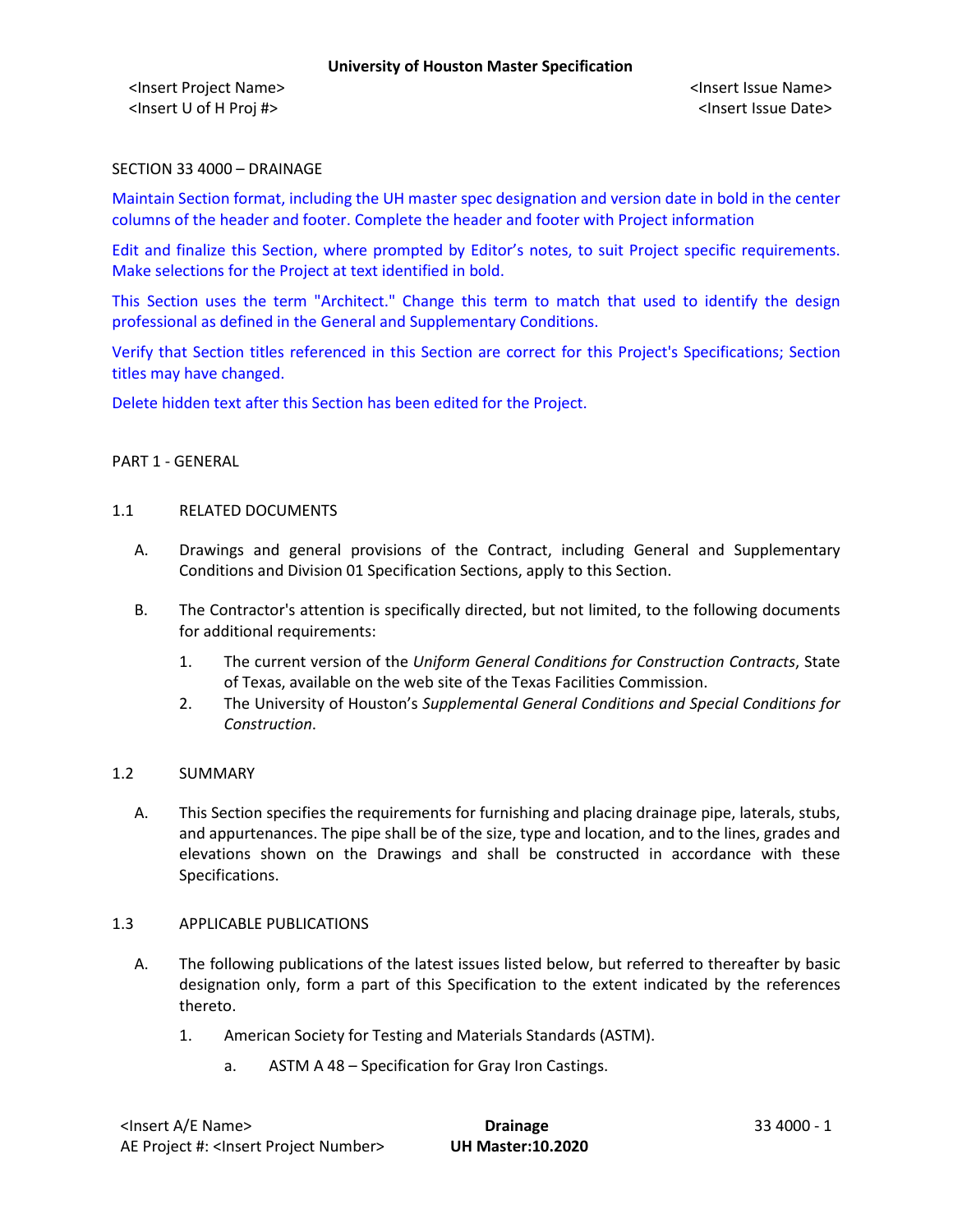SECTION 33 4000 – DRAINAGE

Maintain Section format, including the UH master spec designation and version date in bold in the center columns of the header and footer. Complete the header and footer with Project information

Edit and finalize this Section, where prompted by Editor's notes, to suit Project specific requirements. Make selections for the Project at text identified in bold.

This Section uses the term "Architect." Change this term to match that used to identify the design professional as defined in the General and Supplementary Conditions.

Verify that Section titles referenced in this Section are correct for this Project's Specifications; Section titles may have changed.

Delete hidden text after this Section has been edited for the Project.

## PART 1 - GENERAL

### 1.1 RELATED DOCUMENTS

A. Drawings and general provisions of the Contract, including General and Supplementary Conditions and Division 01 Specification Sections, apply to this Section.

B. The Contractor's attention is specifically directed, but not limited, to the following documents for additional requirements:

1. The current version of the *Uniform General Conditions for Construction Contracts*, State of Texas, available on the web site of the Texas Facilities Commission.
2. The University of Houston's *Supplemental General Conditions and Special Conditions for Construction*.

### 1.2 SUMMARY

A. This Section specifies the requirements for furnishing and placing drainage pipe, laterals, stubs, and appurtenances. The pipe shall be of the size, type and location, and to the lines, grades and elevations shown on the Drawings and shall be constructed in accordance with these Specifications.

### 1.3 APPLICABLE PUBLICATIONS

A. The following publications of the latest issues listed below, but referred to thereafter by basic designation only, form a part of this Specification to the extent indicated by the references thereto.

1. American Society for Testing and Materials Standards (ASTM).
   a. ASTM A 48 – Specification for Gray Iron Castings.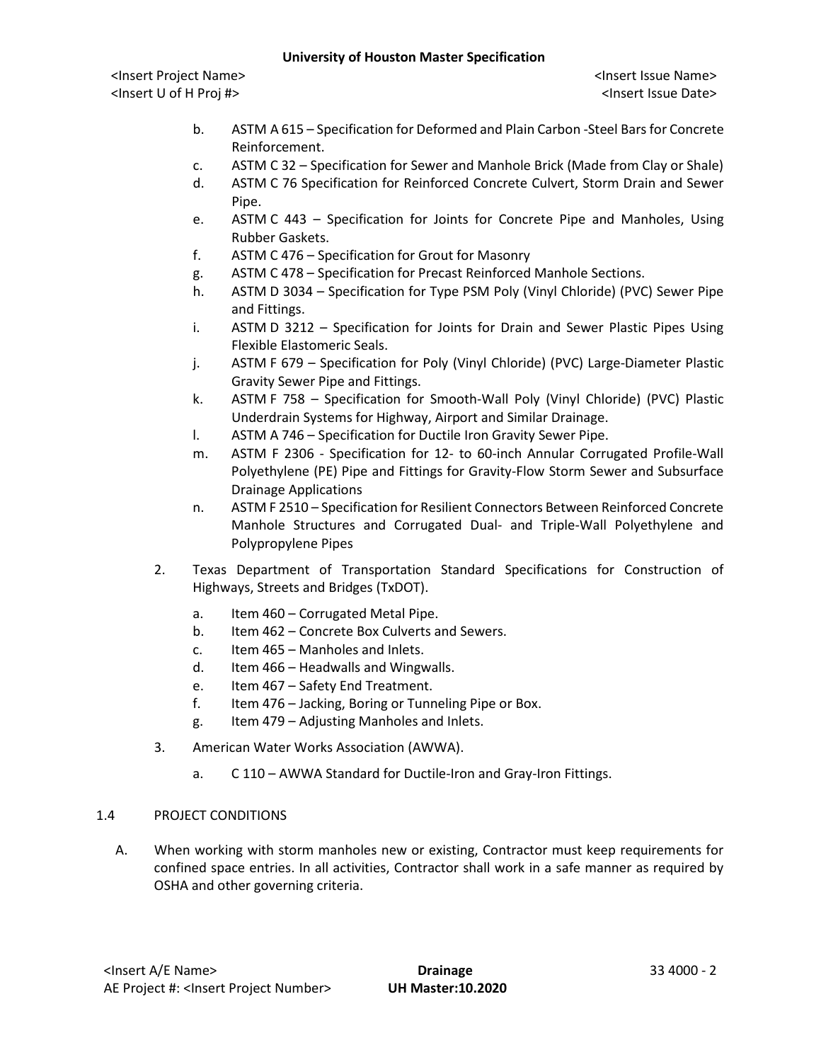b. ASTM A 615 – Specification for Deformed and Plain Carbon -Steel Bars for Concrete Reinforcement.
c. ASTM C 32 – Specification for Sewer and Manhole Brick (Made from Clay or Shale)
d. ASTM C 76 Specification for Reinforced Concrete Culvert, Storm Drain and Sewer Pipe.
e. ASTM C 443 – Specification for Joints for Concrete Pipe and Manholes, Using Rubber Gaskets.
f. ASTM C 476 – Specification for Grout for Masonry
g. ASTM C 478 – Specification for Precast Reinforced Manhole Sections.
h. ASTM D 3034 – Specification for Type PSM Poly (Vinyl Chloride) (PVC) Sewer Pipe and Fittings.
i. ASTM D 3212 – Specification for Joints for Drain and Sewer Plastic Pipes Using Flexible Elastomeric Seals.
j. ASTM F 679 – Specification for Poly (Vinyl Chloride) (PVC) Large-Diameter Plastic Gravity Sewer Pipe and Fittings.
k. ASTM F 758 – Specification for Smooth-Wall Poly (Vinyl Chloride) (PVC) Plastic Underdrain Systems for Highway, Airport and Similar Drainage.
l. ASTM A 746 – Specification for Ductile Iron Gravity Sewer Pipe.
m. ASTM F 2306 - Specification for 12- to 60-inch Annular Corrugated Profile-Wall Polyethylene (PE) Pipe and Fittings for Gravity-Flow Storm Sewer and Subsurface Drainage Applications
n. ASTM F 2510 – Specification for Resilient Connectors Between Reinforced Concrete Manhole Structures and Corrugated Dual- and Triple-Wall Polyethylene and Polypropylene Pipes

2. Texas Department of Transportation Standard Specifications for Construction of Highways, Streets and Bridges (TxDOT).
   a. Item 460 – Corrugated Metal Pipe.
   b. Item 462 – Concrete Box Culverts and Sewers.
   c. Item 465 – Manholes and Inlets.
   d. Item 466 – Headwalls and Wingwalls.
   e. Item 467 – Safety End Treatment.
   f. Item 476 – Jacking, Boring or Tunneling Pipe or Box.
   g. Item 479 – Adjusting Manholes and Inlets.

3. American Water Works Association (AWWA).
   a. C 110 – AWWA Standard for Ductile-Iron and Gray-Iron Fittings.

## 1.4 PROJECT CONDITIONS

A. When working with storm manholes new or existing, Contractor must keep requirements for confined space entries. In all activities, Contractor shall work in a safe manner as required by OSHA and other governing criteria.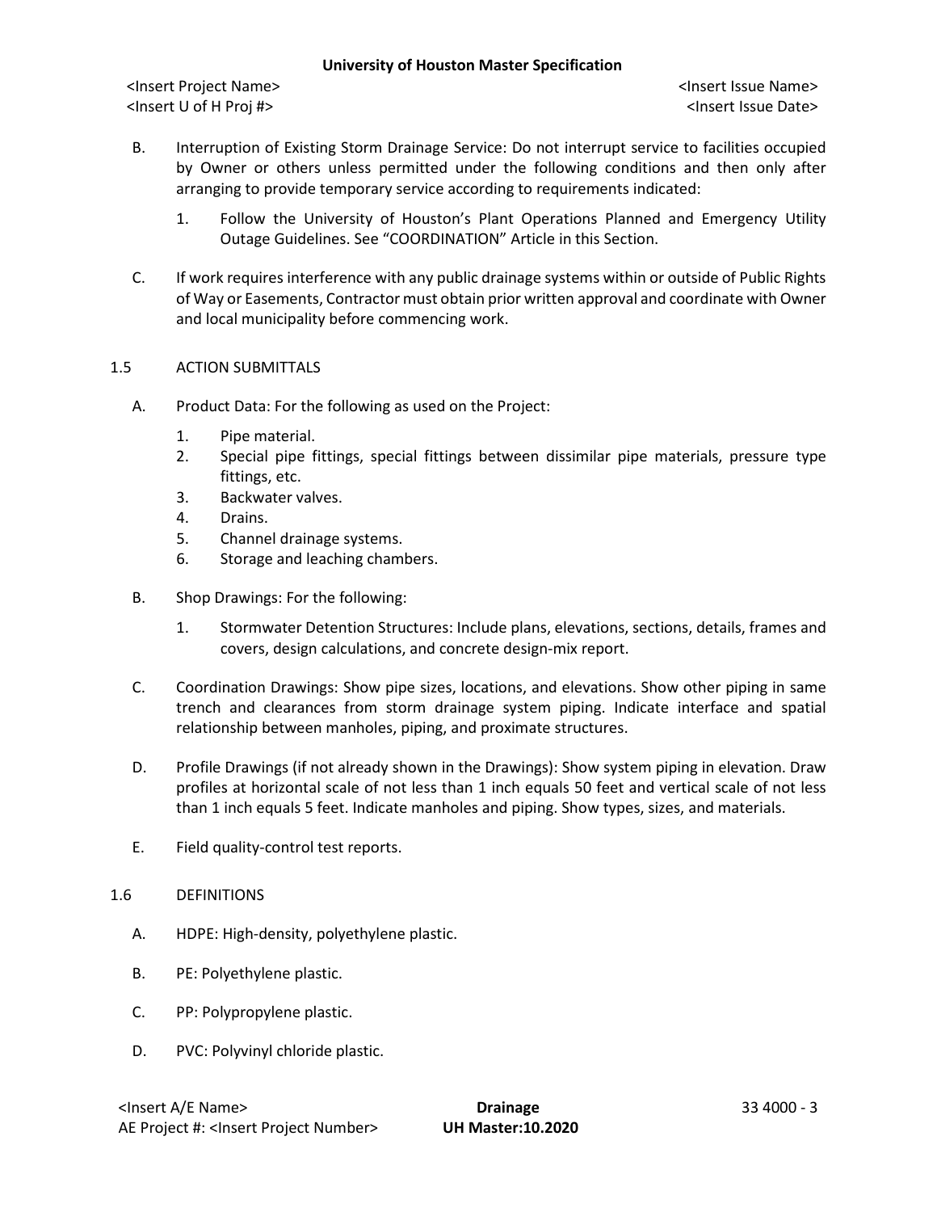B. Interruption of Existing Storm Drainage Service: Do not interrupt service to facilities occupied by Owner or others unless permitted under the following conditions and then only after arranging to provide temporary service according to requirements indicated:

   1. Follow the University of Houston's Plant Operations Planned and Emergency Utility Outage Guidelines. See "COORDINATION" Article in this Section.

C. If work requires interference with any public drainage systems within or outside of Public Rights of Way or Easements, Contractor must obtain prior written approval and coordinate with Owner and local municipality before commencing work.

## 1.5 ACTION SUBMITTALS

A. Product Data: For the following as used on the Project:

   1. Pipe material.
   2. Special pipe fittings, special fittings between dissimilar pipe materials, pressure type fittings, etc.
   3. Backwater valves.
   4. Drains.
   5. Channel drainage systems.
   6. Storage and leaching chambers.

B. Shop Drawings: For the following:

   1. Stormwater Detention Structures: Include plans, elevations, sections, details, frames and covers, design calculations, and concrete design-mix report.

C. Coordination Drawings: Show pipe sizes, locations, and elevations. Show other piping in same trench and clearances from storm drainage system piping. Indicate interface and spatial relationship between manholes, piping, and proximate structures.

D. Profile Drawings (if not already shown in the Drawings): Show system piping in elevation. Draw profiles at horizontal scale of not less than 1 inch equals 50 feet and vertical scale of not less than 1 inch equals 5 feet. Indicate manholes and piping. Show types, sizes, and materials.

E. Field quality-control test reports.

## 1.6 DEFINITIONS

A. HDPE: High-density, polyethylene plastic.

B. PE: Polyethylene plastic.

C. PP: Polypropylene plastic.

D. PVC: Polyvinyl chloride plastic.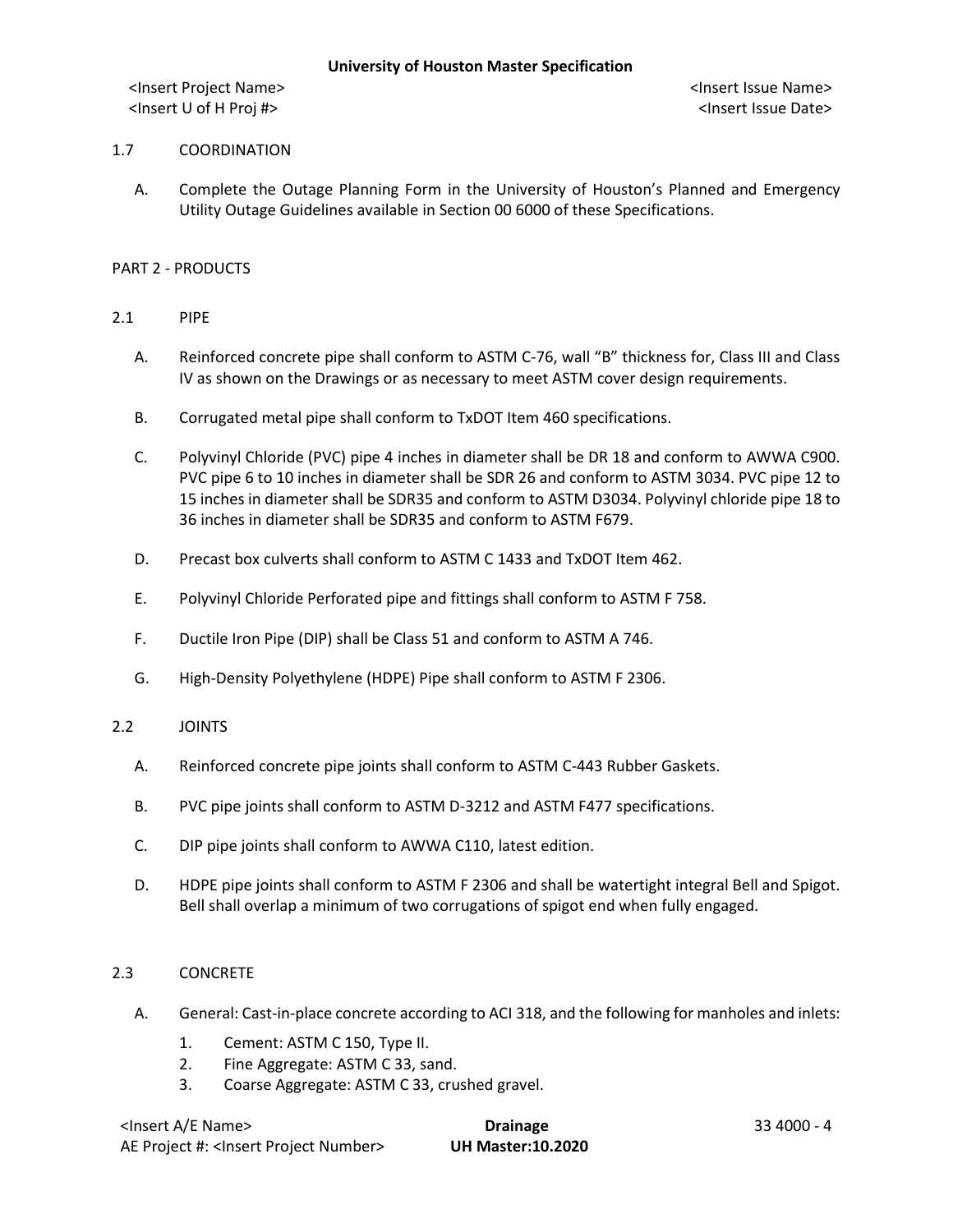## 1.7 COORDINATION

A. Complete the Outage Planning Form in the University of Houston's Planned and Emergency Utility Outage Guidelines available in Section 00 6000 of these Specifications.

# PART 2 - PRODUCTS

## 2.1 PIPE

A. Reinforced concrete pipe shall conform to ASTM C-76, wall "B" thickness for, Class III and Class IV as shown on the Drawings or as necessary to meet ASTM cover design requirements.

B. Corrugated metal pipe shall conform to TxDOT Item 460 specifications.

C. Polyvinyl Chloride (PVC) pipe 4 inches in diameter shall be DR 18 and conform to AWWA C900. PVC pipe 6 to 10 inches in diameter shall be SDR 26 and conform to ASTM 3034. PVC pipe 12 to 15 inches in diameter shall be SDR35 and conform to ASTM D3034. Polyvinyl chloride pipe 18 to 36 inches in diameter shall be SDR35 and conform to ASTM F679.

D. Precast box culverts shall conform to ASTM C 1433 and TxDOT Item 462.

E. Polyvinyl Chloride Perforated pipe and fittings shall conform to ASTM F 758.

F. Ductile Iron Pipe (DIP) shall be Class 51 and conform to ASTM A 746.

G. High-Density Polyethylene (HDPE) Pipe shall conform to ASTM F 2306.

## 2.2 JOINTS

A. Reinforced concrete pipe joints shall conform to ASTM C-443 Rubber Gaskets.

B. PVC pipe joints shall conform to ASTM D-3212 and ASTM F477 specifications.

C. DIP pipe joints shall conform to AWWA C110, latest edition.

D. HDPE pipe joints shall conform to ASTM F 2306 and shall be watertight integral Bell and Spigot. Bell shall overlap a minimum of two corrugations of spigot end when fully engaged.

## 2.3 CONCRETE

A. General: Cast-in-place concrete according to ACI 318, and the following for manholes and inlets:

1. Cement: ASTM C 150, Type II.
2. Fine Aggregate: ASTM C 33, sand.
3. Coarse Aggregate: ASTM C 33, crushed gravel.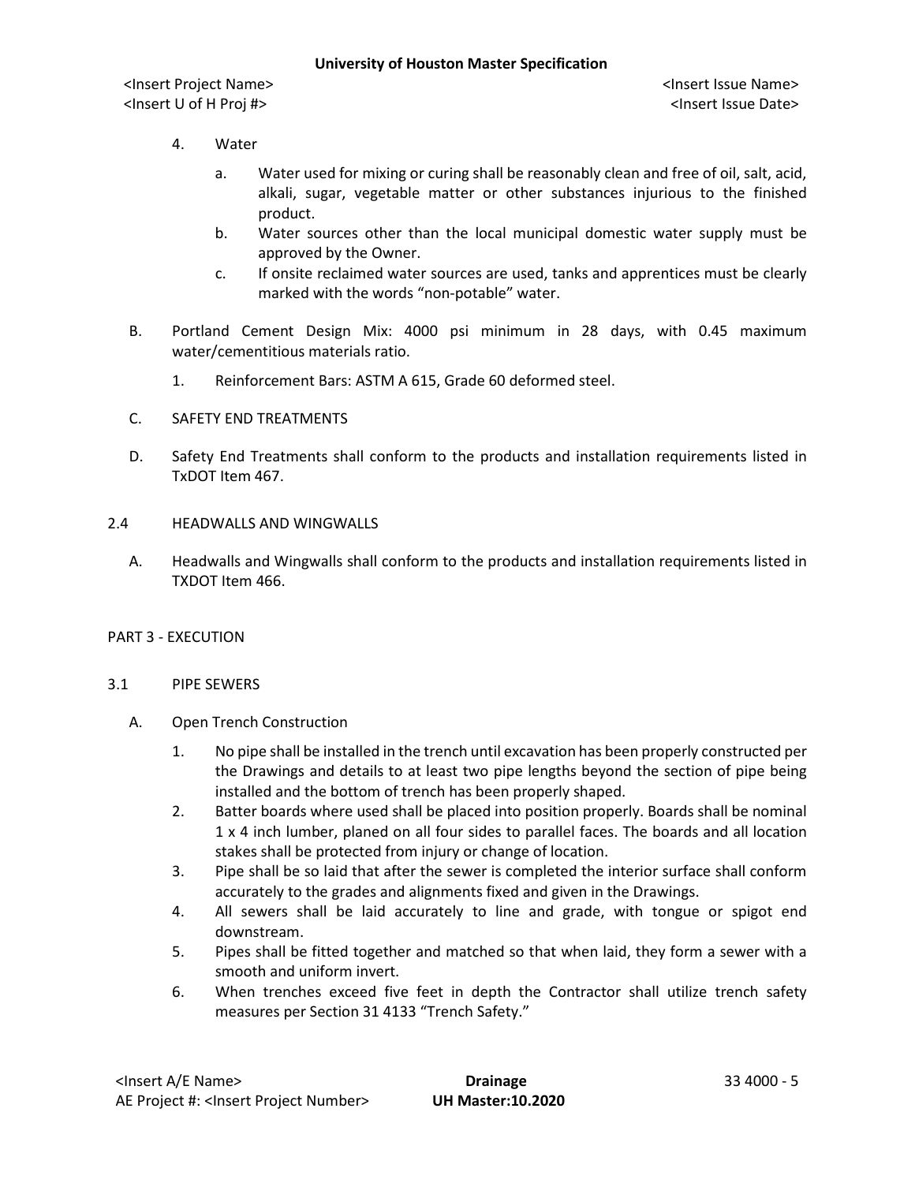4. Water

   a. Water used for mixing or curing shall be reasonably clean and free of oil, salt, acid, alkali, sugar, vegetable matter or other substances injurious to the finished product.
   b. Water sources other than the local municipal domestic water supply must be approved by the Owner.
   c. If onsite reclaimed water sources are used, tanks and apprentices must be clearly marked with the words “non-potable” water.

B. Portland Cement Design Mix: 4000 psi minimum in 28 days, with 0.45 maximum water/cementitious materials ratio.

   1. Reinforcement Bars: ASTM A 615, Grade 60 deformed steel.

C. SAFETY END TREATMENTS

D. Safety End Treatments shall conform to the products and installation requirements listed in TxDOT Item 467.

2.4 HEADWALLS AND WINGWALLS

A. Headwalls and Wingwalls shall conform to the products and installation requirements listed in TXDOT Item 466.

## PART 3 - EXECUTION

3.1 PIPE SEWERS

A. Open Trench Construction

   1. No pipe shall be installed in the trench until excavation has been properly constructed per the Drawings and details to at least two pipe lengths beyond the section of pipe being installed and the bottom of trench has been properly shaped.
   2. Batter boards where used shall be placed into position properly. Boards shall be nominal 1 x 4 inch lumber, planed on all four sides to parallel faces. The boards and all location stakes shall be protected from injury or change of location.
   3. Pipe shall be so laid that after the sewer is completed the interior surface shall conform accurately to the grades and alignments fixed and given in the Drawings.
   4. All sewers shall be laid accurately to line and grade, with tongue or spigot end downstream.
   5. Pipes shall be fitted together and matched so that when laid, they form a sewer with a smooth and uniform invert.
   6. When trenches exceed five feet in depth the Contractor shall utilize trench safety measures per Section 31 4133 “Trench Safety.”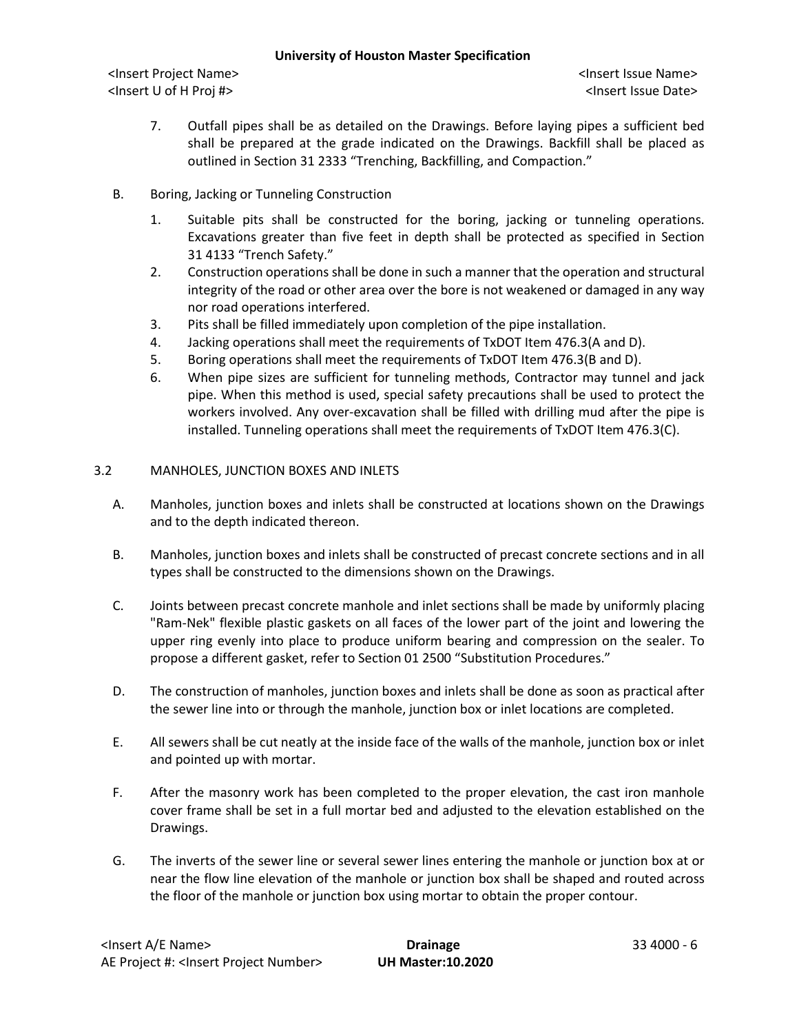7. Outfall pipes shall be as detailed on the Drawings. Before laying pipes a sufficient bed shall be prepared at the grade indicated on the Drawings. Backfill shall be placed as outlined in Section 31 2333 “Trenching, Backfilling, and Compaction.”

B. Boring, Jacking or Tunneling Construction

1. Suitable pits shall be constructed for the boring, jacking or tunneling operations. Excavations greater than five feet in depth shall be protected as specified in Section 31 4133 “Trench Safety.”
2. Construction operations shall be done in such a manner that the operation and structural integrity of the road or other area over the bore is not weakened or damaged in any way nor road operations interfered.
3. Pits shall be filled immediately upon completion of the pipe installation.
4. Jacking operations shall meet the requirements of TxDOT Item 476.3(A and D).
5. Boring operations shall meet the requirements of TxDOT Item 476.3(B and D).
6. When pipe sizes are sufficient for tunneling methods, Contractor may tunnel and jack pipe. When this method is used, special safety precautions shall be used to protect the workers involved. Any over-excavation shall be filled with drilling mud after the pipe is installed. Tunneling operations shall meet the requirements of TxDOT Item 476.3(C).

## 3.2 MANHOLES, JUNCTION BOXES AND INLETS

A. Manholes, junction boxes and inlets shall be constructed at locations shown on the Drawings and to the depth indicated thereon.

B. Manholes, junction boxes and inlets shall be constructed of precast concrete sections and in all types shall be constructed to the dimensions shown on the Drawings.

C. Joints between precast concrete manhole and inlet sections shall be made by uniformly placing "Ram-Nek" flexible plastic gaskets on all faces of the lower part of the joint and lowering the upper ring evenly into place to produce uniform bearing and compression on the sealer. To propose a different gasket, refer to Section 01 2500 “Substitution Procedures.”

D. The construction of manholes, junction boxes and inlets shall be done as soon as practical after the sewer line into or through the manhole, junction box or inlet locations are completed.

E. All sewers shall be cut neatly at the inside face of the walls of the manhole, junction box or inlet and pointed up with mortar.

F. After the masonry work has been completed to the proper elevation, the cast iron manhole cover frame shall be set in a full mortar bed and adjusted to the elevation established on the Drawings.

G. The inverts of the sewer line or several sewer lines entering the manhole or junction box at or near the flow line elevation of the manhole or junction box shall be shaped and routed across the floor of the manhole or junction box using mortar to obtain the proper contour.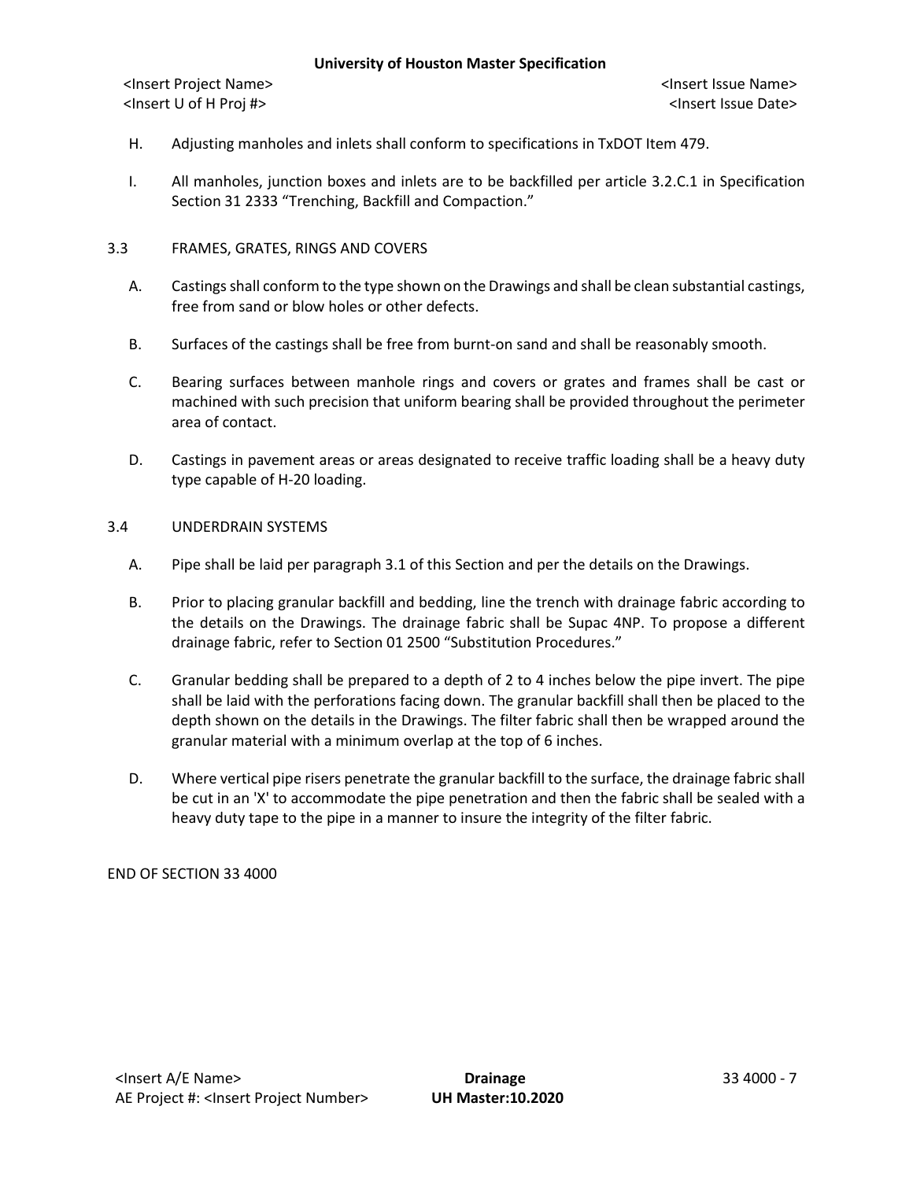H. Adjusting manholes and inlets shall conform to specifications in TxDOT Item 479.

I. All manholes, junction boxes and inlets are to be backfilled per article 3.2.C.1 in Specification Section 31 2333 "Trenching, Backfill and Compaction."

## 3.3 FRAMES, GRATES, RINGS AND COVERS

A. Castings shall conform to the type shown on the Drawings and shall be clean substantial castings, free from sand or blow holes or other defects.

B. Surfaces of the castings shall be free from burnt-on sand and shall be reasonably smooth.

C. Bearing surfaces between manhole rings and covers or grates and frames shall be cast or machined with such precision that uniform bearing shall be provided throughout the perimeter area of contact.

D. Castings in pavement areas or areas designated to receive traffic loading shall be a heavy duty type capable of H-20 loading.

## 3.4 UNDERDRAIN SYSTEMS

A. Pipe shall be laid per paragraph 3.1 of this Section and per the details on the Drawings.

B. Prior to placing granular backfill and bedding, line the trench with drainage fabric according to the details on the Drawings. The drainage fabric shall be Supac 4NP. To propose a different drainage fabric, refer to Section 01 2500 "Substitution Procedures."

C. Granular bedding shall be prepared to a depth of 2 to 4 inches below the pipe invert. The pipe shall be laid with the perforations facing down. The granular backfill shall then be placed to the depth shown on the details in the Drawings. The filter fabric shall then be wrapped around the granular material with a minimum overlap at the top of 6 inches.

D. Where vertical pipe risers penetrate the granular backfill to the surface, the drainage fabric shall be cut in an 'X' to accommodate the pipe penetration and then the fabric shall be sealed with a heavy duty tape to the pipe in a manner to insure the integrity of the filter fabric.

END OF SECTION 33 4000